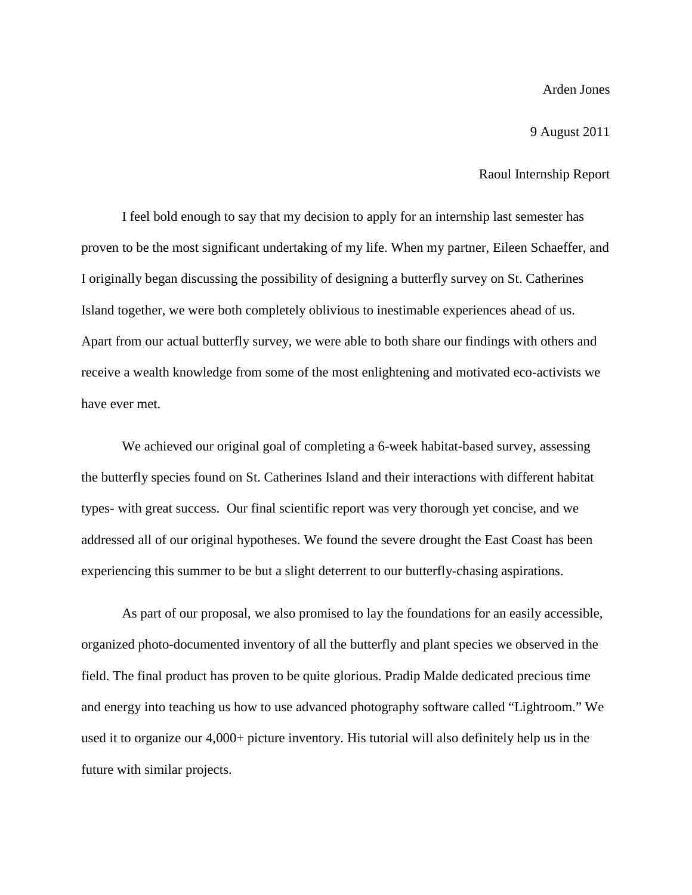Arden Jones

9 August 2011

Raoul Internship Report

I feel bold enough to say that my decision to apply for an internship last semester has proven to be the most significant undertaking of my life. When my partner, Eileen Schaeffer, and I originally began discussing the possibility of designing a butterfly survey on St. Catherines Island together, we were both completely oblivious to inestimable experiences ahead of us. Apart from our actual butterfly survey, we were able to both share our findings with others and receive a wealth knowledge from some of the most enlightening and motivated eco-activists we have ever met.

We achieved our original goal of completing a 6-week habitat-based survey, assessing the butterfly species found on St. Catherines Island and their interactions with different habitat types- with great success. Our final scientific report was very thorough yet concise, and we addressed all of our original hypotheses. We found the severe drought the East Coast has been experiencing this summer to be but a slight deterrent to our butterfly-chasing aspirations.

As part of our proposal, we also promised to lay the foundations for an easily accessible, organized photo-documented inventory of all the butterfly and plant species we observed in the field. The final product has proven to be quite glorious. Pradip Malde dedicated precious time and energy into teaching us how to use advanced photography software called "Lightroom." We used it to organize our 4,000+ picture inventory. His tutorial will also definitely help us in the future with similar projects.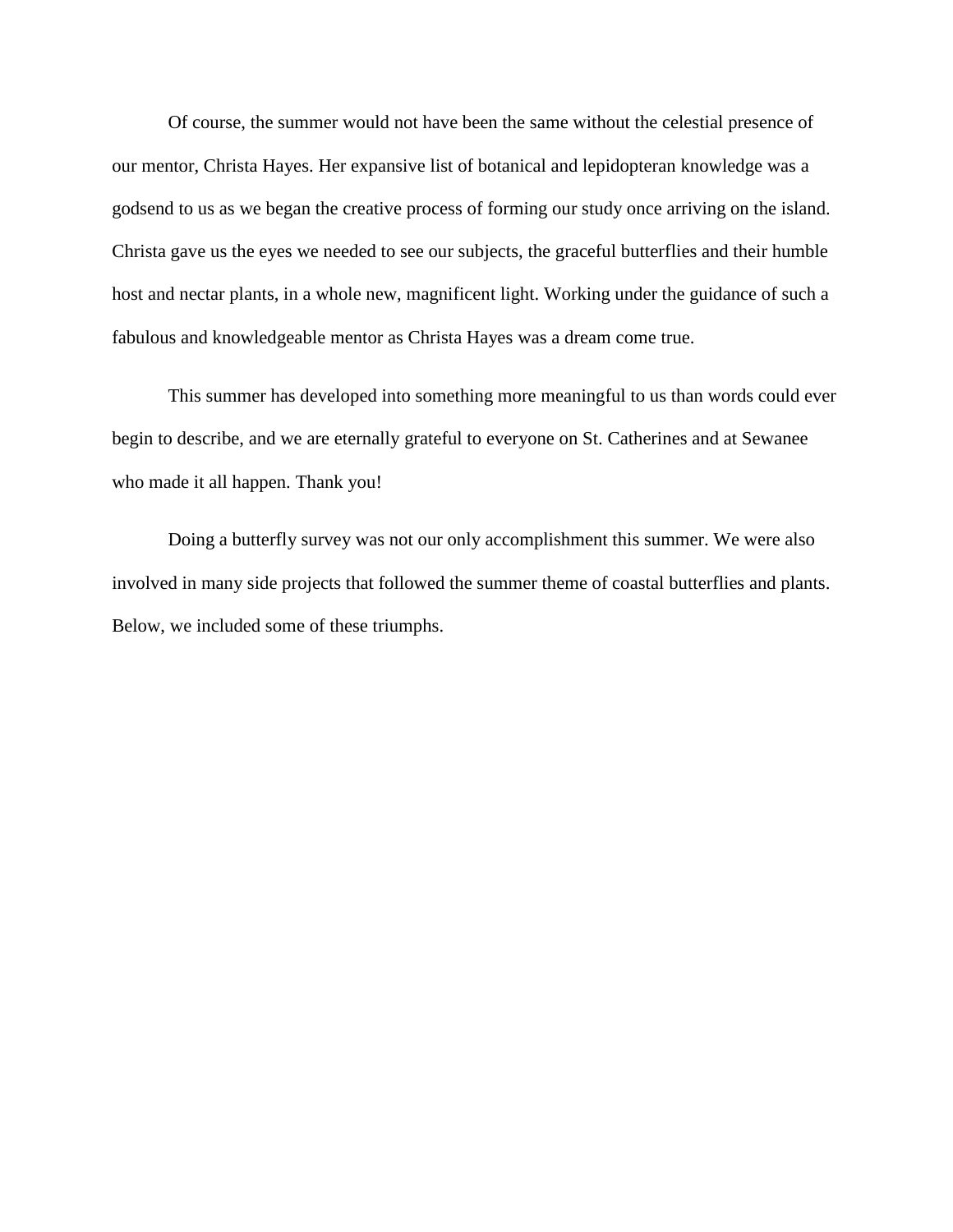Of course, the summer would not have been the same without the celestial presence of our mentor, Christa Hayes. Her expansive list of botanical and lepidopteran knowledge was a godsend to us as we began the creative process of forming our study once arriving on the island. Christa gave us the eyes we needed to see our subjects, the graceful butterflies and their humble host and nectar plants, in a whole new, magnificent light. Working under the guidance of such a fabulous and knowledgeable mentor as Christa Hayes was a dream come true.

This summer has developed into something more meaningful to us than words could ever begin to describe, and we are eternally grateful to everyone on St. Catherines and at Sewanee who made it all happen. Thank you!

Doing a butterfly survey was not our only accomplishment this summer. We were also involved in many side projects that followed the summer theme of coastal butterflies and plants. Below, we included some of these triumphs.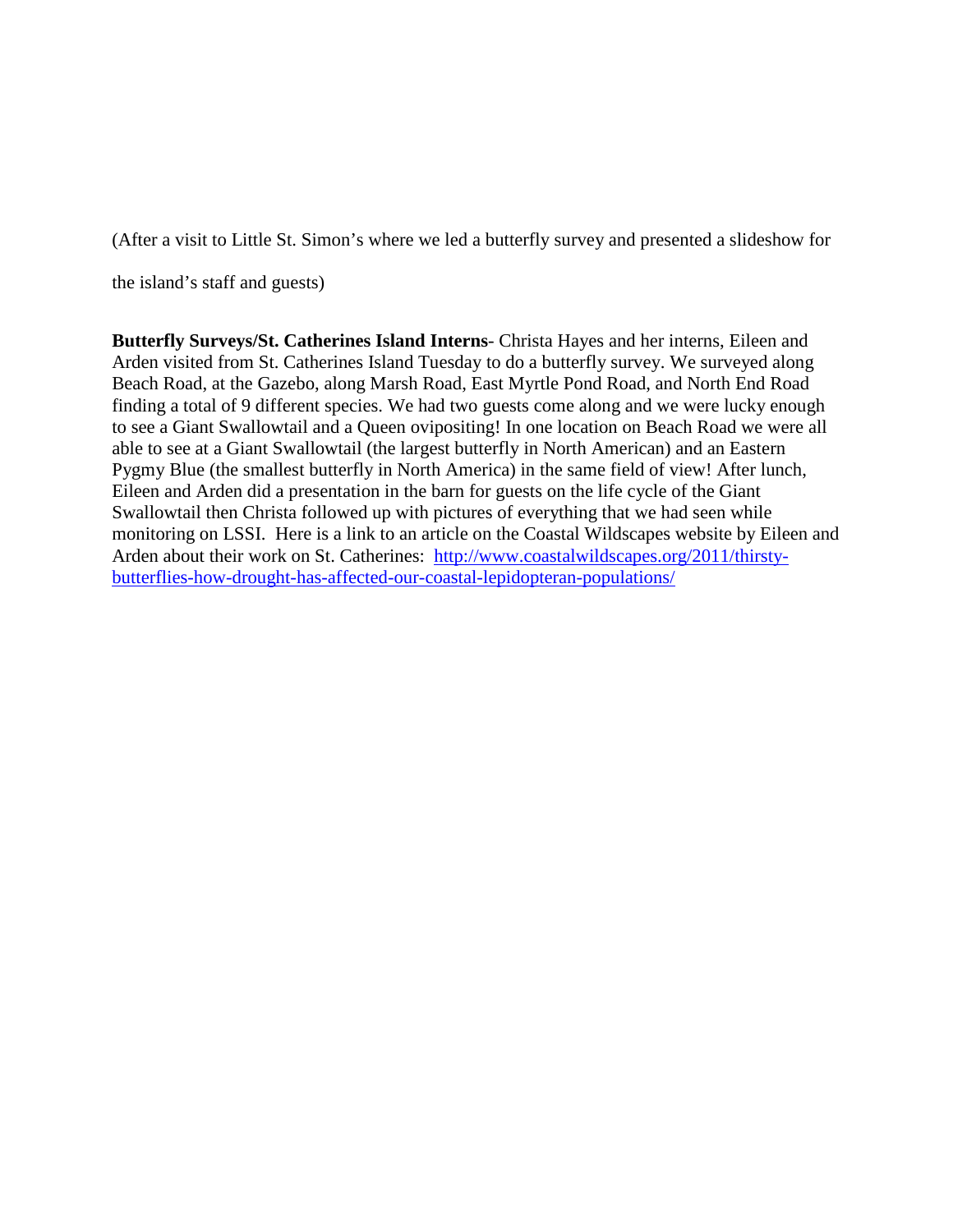(After a visit to Little St. Simon's where we led a butterfly survey and presented a slideshow for the island's staff and guests)

**Butterfly Surveys/St. Catherines Island Interns**- Christa Hayes and her interns, Eileen and Arden visited from St. Catherines Island Tuesday to do a butterfly survey. We surveyed along Beach Road, at the Gazebo, along Marsh Road, East Myrtle Pond Road, and North End Road finding a total of 9 different species. We had two guests come along and we were lucky enough to see a Giant Swallowtail and a Queen ovipositing! In one location on Beach Road we were all able to see at a Giant Swallowtail (the largest butterfly in North American) and an Eastern Pygmy Blue (the smallest butterfly in North America) in the same field of view! After lunch, Eileen and Arden did a presentation in the barn for guests on the life cycle of the Giant Swallowtail then Christa followed up with pictures of everything that we had seen while monitoring on LSSI. Here is a link to an article on the Coastal Wildscapes website by Eileen and Arden about their work on St. Catherines: [http://www.coastalwildscapes.org/2011/thirsty-butterflies-how-drought-has-affected-our-coastal-lepidopteran-populations/](http://www.coastalwildscapes.org/2011/thirsty-butterflies-how-drought-has-affected-our-coastal-lepidopteran-populations/)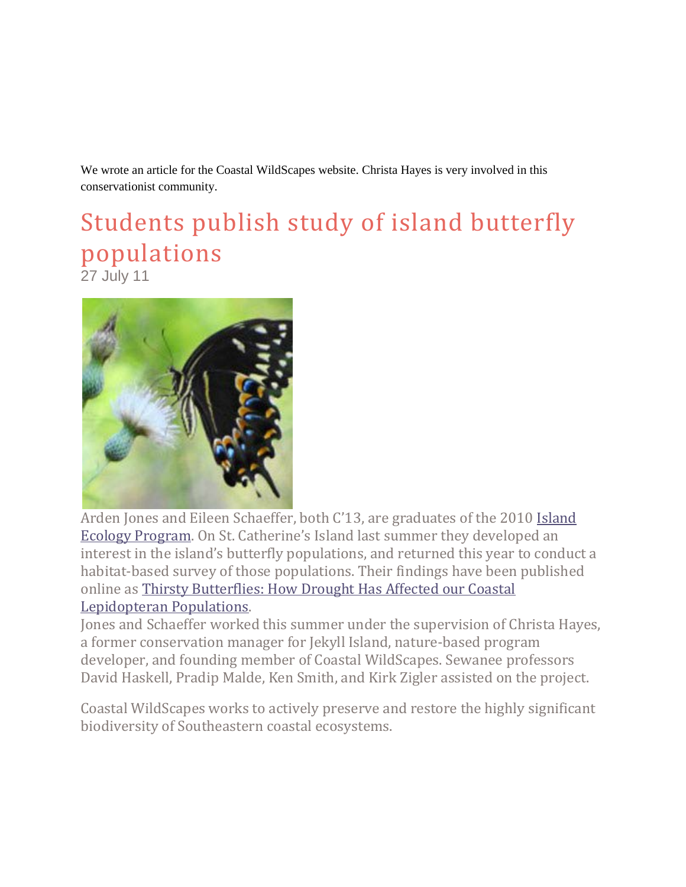We wrote an article for the Coastal WildScapes website. Christa Hayes is very involved in this conservationist community.

# Students publish study of island butterfly populations

27 July 11

Arden Jones and Eileen Schaeffer, both C'13, are graduates of the 2010 Island Ecology Program. On St. Catherine's Island last summer they developed an interest in the island's butterfly populations, and returned this year to conduct a habitat-based survey of those populations. Their findings have been published online as Thirsty Butterflies: How Drought Has Affected our Coastal Lepidopteran Populations.

Jones and Schaeffer worked this summer under the supervision of Christa Hayes, a former conservation manager for Jekyll Island, nature-based program developer, and founding member of Coastal WildScapes. Sewanee professors David Haskell, Pradip Malde, Ken Smith, and Kirk Zigler assisted on the project.

Coastal WildScapes works to actively preserve and restore the highly significant biodiversity of Southeastern coastal ecosystems.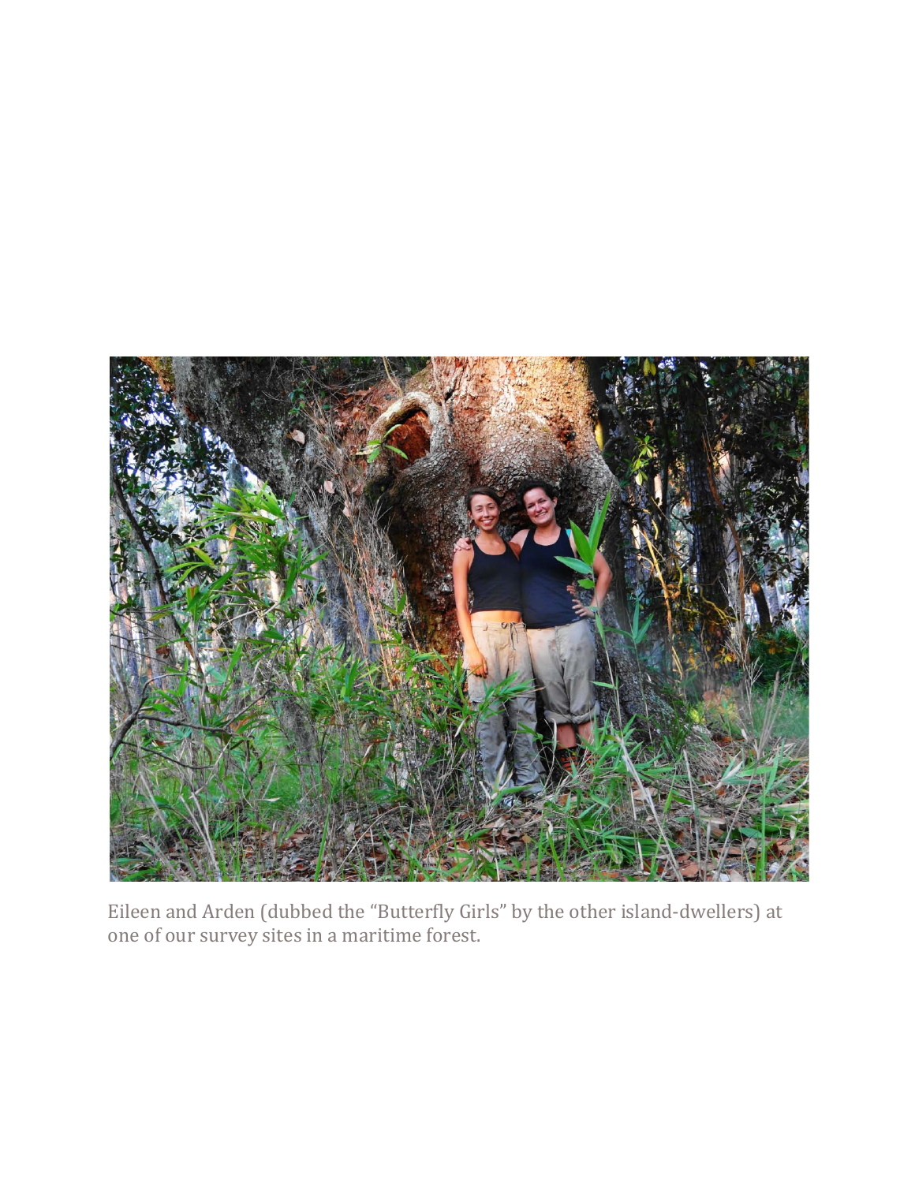Eileen and Arden (dubbed the "Butterfly Girls" by the other island-dwellers) at one of our survey sites in a maritime forest.